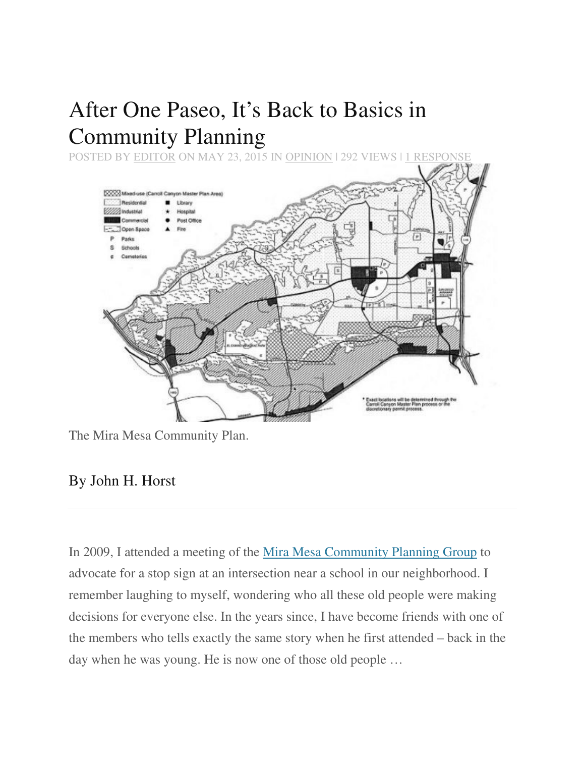# After One Paseo, It's Back to Basics in Community Planning

POSTED BY EDITOR ON MAY 23, 2015 IN OPINION | 292 VIEWS | 1 RESPONSE

The Mira Mesa Community Plan.

## By John H. Horst

In 2009, I attended a meeting of the Mira Mesa Community Planning Group to advocate for a stop sign at an intersection near a school in our neighborhood. I remember laughing to myself, wondering who all these old people were making decisions for everyone else. In the years since, I have become friends with one of the members who tells exactly the same story when he first attended – back in the day when he was young. He is now one of those old people …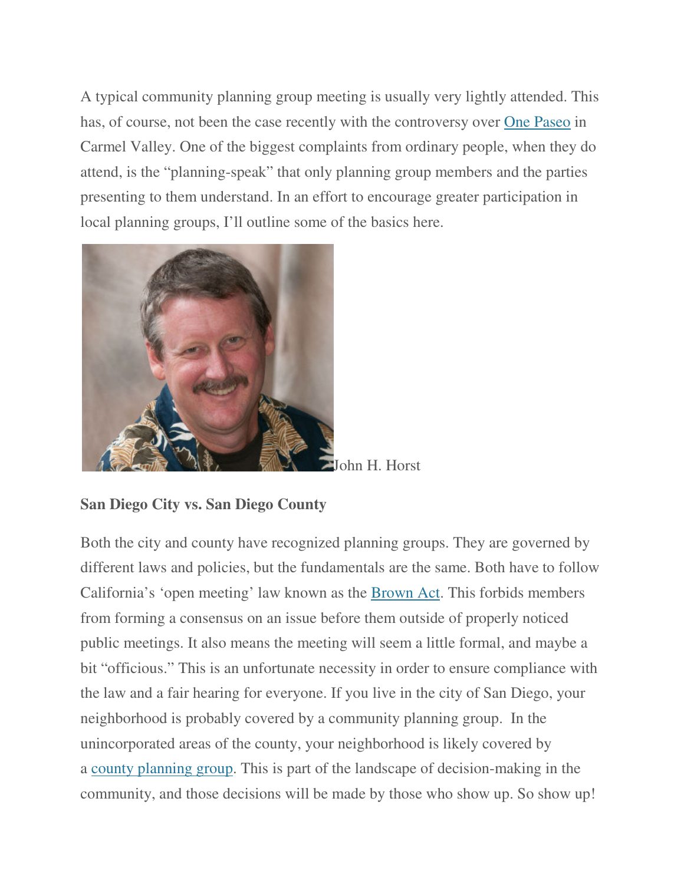A typical community planning group meeting is usually very lightly attended. This has, of course, not been the case recently with the controversy over One Paseo in Carmel Valley. One of the biggest complaints from ordinary people, when they do attend, is the "planning-speak" that only planning group members and the parties presenting to them understand. In an effort to encourage greater participation in local planning groups, I'll outline some of the basics here.

John H. Horst

**San Diego City vs. San Diego County**

Both the city and county have recognized planning groups. They are governed by different laws and policies, but the fundamentals are the same. Both have to follow California's 'open meeting' law known as the Brown Act. This forbids members from forming a consensus on an issue before them outside of properly noticed public meetings. It also means the meeting will seem a little formal, and maybe a bit "officious." This is an unfortunate necessity in order to ensure compliance with the law and a fair hearing for everyone. If you live in the city of San Diego, your neighborhood is probably covered by a community planning group. In the unincorporated areas of the county, your neighborhood is likely covered by a county planning group. This is part of the landscape of decision-making in the community, and those decisions will be made by those who show up. So show up!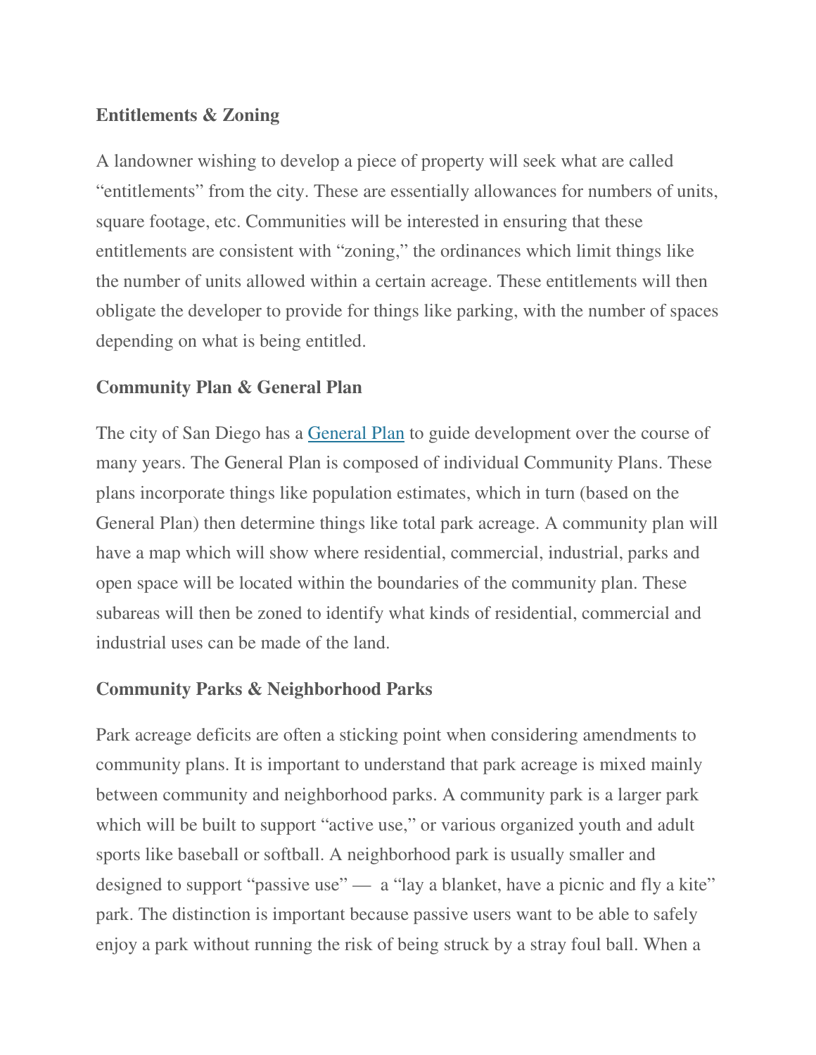**Entitlements & Zoning**

A landowner wishing to develop a piece of property will seek what are called "entitlements" from the city. These are essentially allowances for numbers of units, square footage, etc. Communities will be interested in ensuring that these entitlements are consistent with "zoning," the ordinances which limit things like the number of units allowed within a certain acreage. These entitlements will then obligate the developer to provide for things like parking, with the number of spaces depending on what is being entitled.

**Community Plan & General Plan**

The city of San Diego has a General Plan to guide development over the course of many years. The General Plan is composed of individual Community Plans. These plans incorporate things like population estimates, which in turn (based on the General Plan) then determine things like total park acreage. A community plan will have a map which will show where residential, commercial, industrial, parks and open space will be located within the boundaries of the community plan. These subareas will then be zoned to identify what kinds of residential, commercial and industrial uses can be made of the land.

**Community Parks & Neighborhood Parks**

Park acreage deficits are often a sticking point when considering amendments to community plans. It is important to understand that park acreage is mixed mainly between community and neighborhood parks. A community park is a larger park which will be built to support "active use," or various organized youth and adult sports like baseball or softball. A neighborhood park is usually smaller and designed to support "passive use" — a "lay a blanket, have a picnic and fly a kite" park. The distinction is important because passive users want to be able to safely enjoy a park without running the risk of being struck by a stray foul ball. When a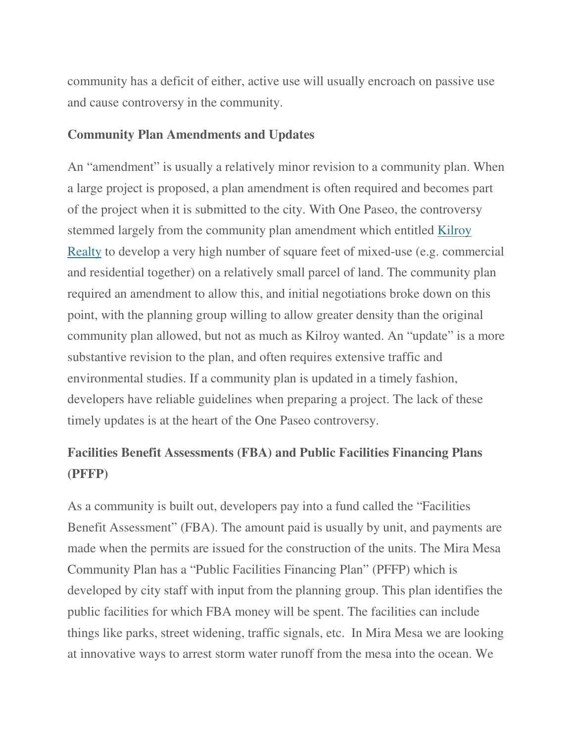community has a deficit of either, active use will usually encroach on passive use and cause controversy in the community.

**Community Plan Amendments and Updates**

An "amendment" is usually a relatively minor revision to a community plan. When a large project is proposed, a plan amendment is often required and becomes part of the project when it is submitted to the city. With One Paseo, the controversy stemmed largely from the community plan amendment which entitled Kilroy Realty to develop a very high number of square feet of mixed-use (e.g. commercial and residential together) on a relatively small parcel of land. The community plan required an amendment to allow this, and initial negotiations broke down on this point, with the planning group willing to allow greater density than the original community plan allowed, but not as much as Kilroy wanted. An "update" is a more substantive revision to the plan, and often requires extensive traffic and environmental studies. If a community plan is updated in a timely fashion, developers have reliable guidelines when preparing a project. The lack of these timely updates is at the heart of the One Paseo controversy.

**Facilities Benefit Assessments (FBA) and Public Facilities Financing Plans (PFFP)**

As a community is built out, developers pay into a fund called the "Facilities Benefit Assessment" (FBA). The amount paid is usually by unit, and payments are made when the permits are issued for the construction of the units. The Mira Mesa Community Plan has a "Public Facilities Financing Plan" (PFFP) which is developed by city staff with input from the planning group. This plan identifies the public facilities for which FBA money will be spent. The facilities can include things like parks, street widening, traffic signals, etc. In Mira Mesa we are looking at innovative ways to arrest storm water runoff from the mesa into the ocean. We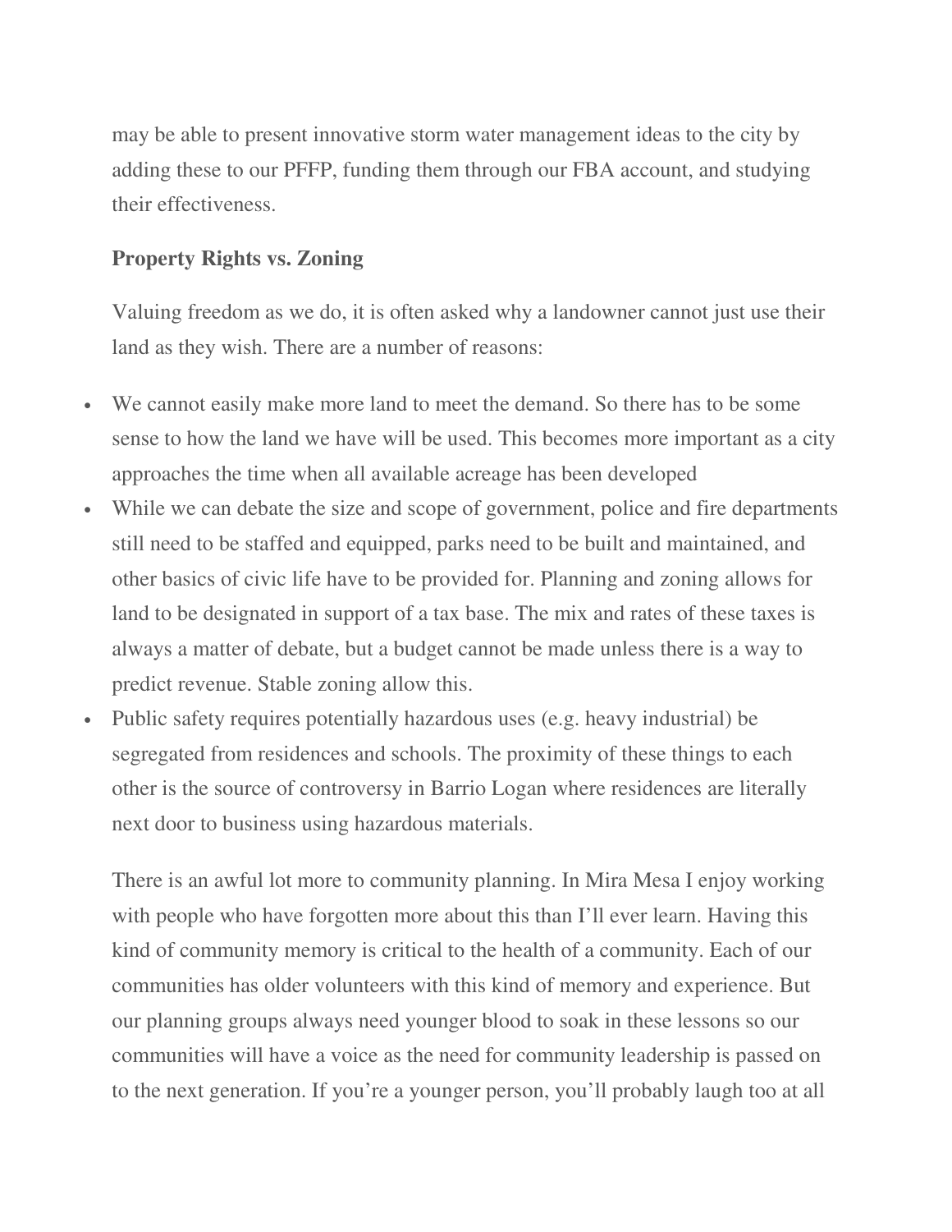may be able to present innovative storm water management ideas to the city by adding these to our PFFP, funding them through our FBA account, and studying their effectiveness.

**Property Rights vs. Zoning**

Valuing freedom as we do, it is often asked why a landowner cannot just use their land as they wish. There are a number of reasons:

- We cannot easily make more land to meet the demand. So there has to be some sense to how the land we have will be used. This becomes more important as a city approaches the time when all available acreage has been developed
- While we can debate the size and scope of government, police and fire departments still need to be staffed and equipped, parks need to be built and maintained, and other basics of civic life have to be provided for. Planning and zoning allows for land to be designated in support of a tax base. The mix and rates of these taxes is always a matter of debate, but a budget cannot be made unless there is a way to predict revenue. Stable zoning allow this.
- Public safety requires potentially hazardous uses (e.g. heavy industrial) be segregated from residences and schools. The proximity of these things to each other is the source of controversy in Barrio Logan where residences are literally next door to business using hazardous materials.

There is an awful lot more to community planning. In Mira Mesa I enjoy working with people who have forgotten more about this than I'll ever learn. Having this kind of community memory is critical to the health of a community. Each of our communities has older volunteers with this kind of memory and experience. But our planning groups always need younger blood to soak in these lessons so our communities will have a voice as the need for community leadership is passed on to the next generation. If you're a younger person, you'll probably laugh too at all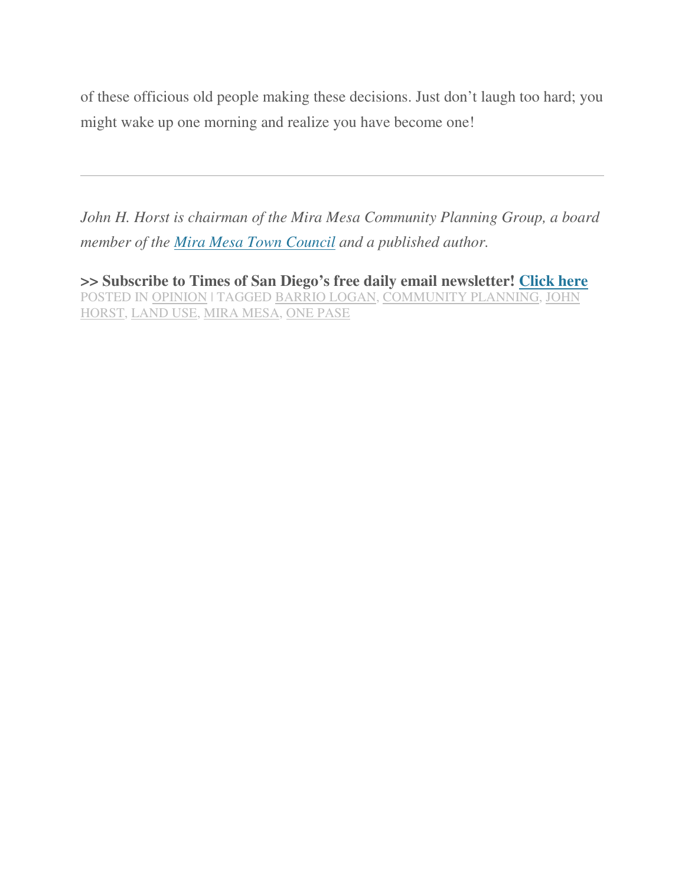of these officious old people making these decisions. Just don't laugh too hard; you might wake up one morning and realize you have become one!

---

*John H. Horst is chairman of the Mira Mesa Community Planning Group, a board member of the Mira Mesa Town Council and a published author.*

**>> Subscribe to Times of San Diego's free daily email newsletter! Click here**

POSTED IN OPINION | TAGGED BARRIO LOGAN, COMMUNITY PLANNING, JOHN HORST, LAND USE, MIRA MESA, ONE PASE